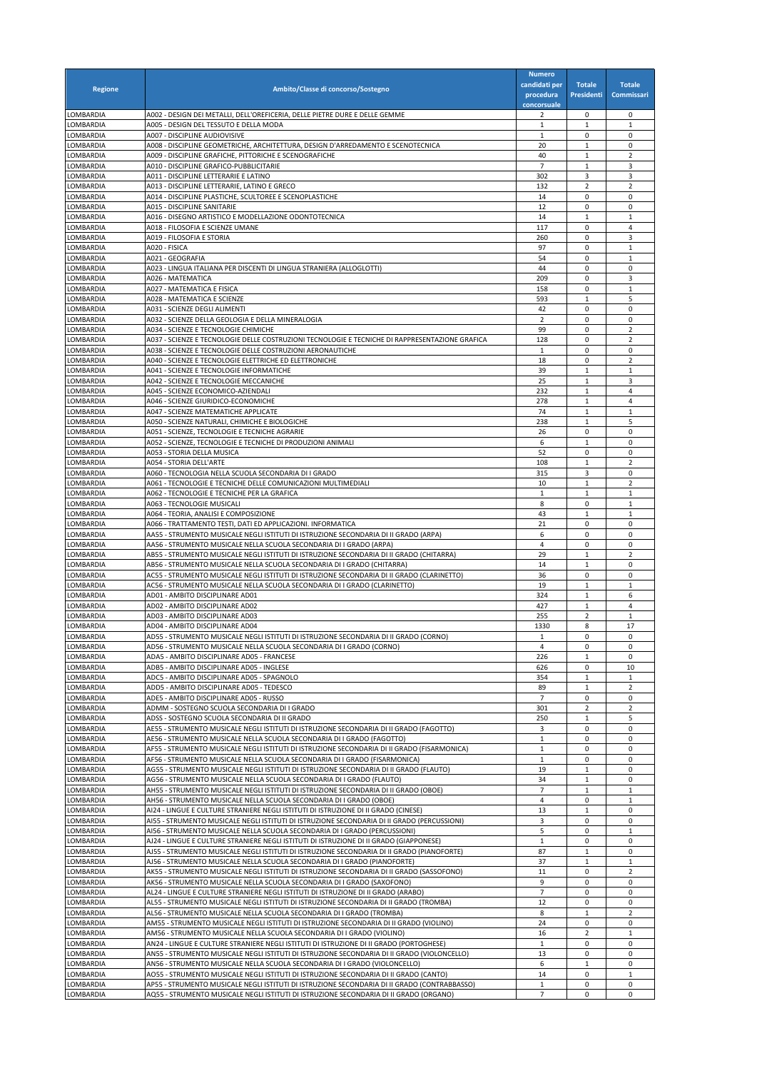| Regione | Ambito/Classe di concorso/Sostegno | Numero candidati per procedura concorsuale | Totale Presidenti | Totale Commissari |
|---|---|---|---|---|
| LOMBARDIA | A002 - DESIGN DEI METALLI, DELL'OREFICERIA, DELLE PIETRE DURE E DELLE GEMME | 2 | 0 | 0 |
| LOMBARDIA | A005 - DESIGN DEL TESSUTO E DELLA MODA | 1 | 1 | 1 |
| LOMBARDIA | A007 - DISCIPLINE AUDIOVISIVE | 1 | 0 | 0 |
| LOMBARDIA | A008 - DISCIPLINE GEOMETRICHE, ARCHITETTURA, DESIGN D'ARREDAMENTO E SCENOTECNICA | 20 | 1 | 0 |
| LOMBARDIA | A009 - DISCIPLINE GRAFICHE, PITTORICHE E SCENOGRAFICHE | 40 | 1 | 2 |
| LOMBARDIA | A010 - DISCIPLINE GRAFICO-PUBBLICITARIE | 7 | 1 | 3 |
| LOMBARDIA | A011 - DISCIPLINE LETTERARIE E LATINO | 302 | 3 | 3 |
| LOMBARDIA | A013 - DISCIPLINE LETTERARIE, LATINO E GRECO | 132 | 2 | 2 |
| LOMBARDIA | A014 - DISCIPLINE PLASTICHE, SCULTOREE E SCENOPLASTICHE | 14 | 0 | 0 |
| LOMBARDIA | A015 - DISCIPLINE SANITARIE | 12 | 0 | 0 |
| LOMBARDIA | A016 - DISEGNO ARTISTICO E MODELLAZIONE ODONTOTECNICA | 14 | 1 | 1 |
| LOMBARDIA | A018 - FILOSOFIA E SCIENZE UMANE | 117 | 0 | 4 |
| LOMBARDIA | A019 - FILOSOFIA E STORIA | 260 | 0 | 3 |
| LOMBARDIA | A020 - FISICA | 97 | 0 | 1 |
| LOMBARDIA | A021 - GEOGRAFIA | 54 | 0 | 1 |
| LOMBARDIA | A023 - LINGUA ITALIANA PER DISCENTI DI LINGUA STRANIERA (ALLOGLOTTI) | 44 | 0 | 0 |
| LOMBARDIA | A026 - MATEMATICA | 209 | 0 | 3 |
| LOMBARDIA | A027 - MATEMATICA E FISICA | 158 | 0 | 1 |
| LOMBARDIA | A028 - MATEMATICA E SCIENZE | 593 | 1 | 5 |
| LOMBARDIA | A031 - SCIENZE DEGLI ALIMENTI | 42 | 0 | 0 |
| LOMBARDIA | A032 - SCIENZE DELLA GEOLOGIA E DELLA MINERALOGIA | 2 | 0 | 0 |
| LOMBARDIA | A034 - SCIENZE E TECNOLOGIE CHIMICHE | 99 | 0 | 2 |
| LOMBARDIA | A037 - SCIENZE E TECNOLOGIE DELLE COSTRUZIONI TECNOLOGIE E TECNICHE DI RAPPRESENTAZIONE GRAFICA | 128 | 0 | 2 |
| LOMBARDIA | A038 - SCIENZE E TECNOLOGIE DELLE COSTRUZIONI AERONAUTICHE | 1 | 0 | 0 |
| LOMBARDIA | A040 - SCIENZE E TECNOLOGIE ELETTRICHE ED ELETTRONICHE | 18 | 0 | 2 |
| LOMBARDIA | A041 - SCIENZE E TECNOLOGIE INFORMATICHE | 39 | 1 | 1 |
| LOMBARDIA | A042 - SCIENZE E TECNOLOGIE MECCANICHE | 25 | 1 | 3 |
| LOMBARDIA | A045 - SCIENZE ECONOMICO-AZIENDALI | 232 | 1 | 4 |
| LOMBARDIA | A046 - SCIENZE GIURIDICO-ECONOMICHE | 278 | 1 | 4 |
| LOMBARDIA | A047 - SCIENZE MATEMATICHE APPLICATE | 74 | 1 | 1 |
| LOMBARDIA | A050 - SCIENZE NATURALI, CHIMICHE E BIOLOGICHE | 238 | 1 | 5 |
| LOMBARDIA | A051 - SCIENZE, TECNOLOGIE E TECNICHE AGRARIE | 26 | 0 | 0 |
| LOMBARDIA | A052 - SCIENZE, TECNOLOGIE E TECNICHE DI PRODUZIONI ANIMALI | 6 | 1 | 0 |
| LOMBARDIA | A053 - STORIA DELLA MUSICA | 52 | 0 | 0 |
| LOMBARDIA | A054 - STORIA DELL'ARTE | 108 | 1 | 2 |
| LOMBARDIA | A060 - TECNOLOGIA NELLA SCUOLA SECONDARIA DI I GRADO | 315 | 3 | 0 |
| LOMBARDIA | A061 - TECNOLOGIE E TECNICHE DELLE COMUNICAZIONI MULTIMEDIALI | 10 | 1 | 2 |
| LOMBARDIA | A062 - TECNOLOGIE E TECNICHE PER LA GRAFICA | 1 | 1 | 1 |
| LOMBARDIA | A063 - TECNOLOGIE MUSICALI | 8 | 0 | 1 |
| LOMBARDIA | A064 - TEORIA, ANALISI E COMPOSIZIONE | 43 | 1 | 1 |
| LOMBARDIA | A066 - TRATTAMENTO TESTI, DATI ED APPLICAZIONI. INFORMATICA | 21 | 0 | 0 |
| LOMBARDIA | AA55 - STRUMENTO MUSICALE NEGLI ISTITUTI DI ISTRUZIONE SECONDARIA DI II GRADO (ARPA) | 6 | 0 | 0 |
| LOMBARDIA | AA56 - STRUMENTO MUSICALE NELLA SCUOLA SECONDARIA DI I GRADO (ARPA) | 4 | 0 | 0 |
| LOMBARDIA | AB55 - STRUMENTO MUSICALE NEGLI ISTITUTI DI ISTRUZIONE SECONDARIA DI II GRADO (CHITARRA) | 29 | 1 | 2 |
| LOMBARDIA | AB56 - STRUMENTO MUSICALE NELLA SCUOLA SECONDARIA DI I GRADO (CHITARRA) | 14 | 1 | 0 |
| LOMBARDIA | AC55 - STRUMENTO MUSICALE NEGLI ISTITUTI DI ISTRUZIONE SECONDARIA DI II GRADO (CLARINETTO) | 36 | 0 | 0 |
| LOMBARDIA | AC56 - STRUMENTO MUSICALE NELLA SCUOLA SECONDARIA DI I GRADO (CLARINETTO) | 19 | 1 | 1 |
| LOMBARDIA | AD01 - AMBITO DISCIPLINARE AD01 | 324 | 1 | 6 |
| LOMBARDIA | AD02 - AMBITO DISCIPLINARE AD02 | 427 | 1 | 4 |
| LOMBARDIA | AD03 - AMBITO DISCIPLINARE AD03 | 255 | 2 | 1 |
| LOMBARDIA | AD04 - AMBITO DISCIPLINARE AD04 | 1330 | 8 | 17 |
| LOMBARDIA | AD55 - STRUMENTO MUSICALE NEGLI ISTITUTI DI ISTRUZIONE SECONDARIA DI II GRADO (CORNO) | 1 | 0 | 0 |
| LOMBARDIA | AD56 - STRUMENTO MUSICALE NELLA SCUOLA SECONDARIA DI I GRADO (CORNO) | 4 | 0 | 0 |
| LOMBARDIA | ADA5 - AMBITO DISCIPLINARE AD05 - FRANCESE | 226 | 1 | 0 |
| LOMBARDIA | ADB5 - AMBITO DISCIPLINARE AD05 - INGLESE | 626 | 0 | 10 |
| LOMBARDIA | ADC5 - AMBITO DISCIPLINARE AD05 - SPAGNOLO | 354 | 1 | 1 |
| LOMBARDIA | ADD5 - AMBITO DISCIPLINARE AD05 - TEDESCO | 89 | 1 | 2 |
| LOMBARDIA | ADE5 - AMBITO DISCIPLINARE AD05 - RUSSO | 7 | 0 | 0 |
| LOMBARDIA | ADMM - SOSTEGNO SCUOLA SECONDARIA DI I GRADO | 301 | 2 | 2 |
| LOMBARDIA | ADSS - SOSTEGNO SCUOLA SECONDARIA DI II GRADO | 250 | 1 | 5 |
| LOMBARDIA | AE55 - STRUMENTO MUSICALE NEGLI ISTITUTI DI ISTRUZIONE SECONDARIA DI II GRADO (FAGOTTO) | 3 | 0 | 0 |
| LOMBARDIA | AE56 - STRUMENTO MUSICALE NELLA SCUOLA SECONDARIA DI I GRADO (FAGOTTO) | 1 | 0 | 0 |
| LOMBARDIA | AF55 - STRUMENTO MUSICALE NEGLI ISTITUTI DI ISTRUZIONE SECONDARIA DI II GRADO (FISARMONICA) | 1 | 0 | 0 |
| LOMBARDIA | AF56 - STRUMENTO MUSICALE NELLA SCUOLA SECONDARIA DI I GRADO (FISARMONICA) | 1 | 0 | 0 |
| LOMBARDIA | AG55 - STRUMENTO MUSICALE NEGLI ISTITUTI DI ISTRUZIONE SECONDARIA DI II GRADO (FLAUTO) | 19 | 1 | 0 |
| LOMBARDIA | AG56 - STRUMENTO MUSICALE NELLA SCUOLA SECONDARIA DI I GRADO (FLAUTO) | 34 | 1 | 0 |
| LOMBARDIA | AH55 - STRUMENTO MUSICALE NEGLI ISTITUTI DI ISTRUZIONE SECONDARIA DI II GRADO (OBOE) | 7 | 1 | 1 |
| LOMBARDIA | AH56 - STRUMENTO MUSICALE NELLA SCUOLA SECONDARIA DI I GRADO (OBOE) | 4 | 0 | 1 |
| LOMBARDIA | AI24 - LINGUE E CULTURE STRANIERE NEGLI ISTITUTI DI ISTRUZIONE DI II GRADO (CINESE) | 13 | 1 | 0 |
| LOMBARDIA | AI55 - STRUMENTO MUSICALE NEGLI ISTITUTI DI ISTRUZIONE SECONDARIA DI II GRADO (PERCUSSIONI) | 3 | 0 | 0 |
| LOMBARDIA | AI56 - STRUMENTO MUSICALE NELLA SCUOLA SECONDARIA DI I GRADO (PERCUSSIONI) | 5 | 0 | 1 |
| LOMBARDIA | AJ24 - LINGUE E CULTURE STRANIERE NEGLI ISTITUTI DI ISTRUZIONE DI II GRADO (GIAPPONESE) | 1 | 0 | 0 |
| LOMBARDIA | AJ55 - STRUMENTO MUSICALE NEGLI ISTITUTI DI ISTRUZIONE SECONDARIA DI II GRADO (PIANOFORTE) | 87 | 1 | 0 |
| LOMBARDIA | AJ56 - STRUMENTO MUSICALE NELLA SCUOLA SECONDARIA DI I GRADO (PIANOFORTE) | 37 | 1 | 1 |
| LOMBARDIA | AK55 - STRUMENTO MUSICALE NEGLI ISTITUTI DI ISTRUZIONE SECONDARIA DI II GRADO (SASSOFONO) | 11 | 0 | 2 |
| LOMBARDIA | AK56 - STRUMENTO MUSICALE NELLA SCUOLA SECONDARIA DI I GRADO (SAXOFONO) | 9 | 0 | 0 |
| LOMBARDIA | AL24 - LINGUE E CULTURE STRANIERE NEGLI ISTITUTI DI ISTRUZIONE DI II GRADO (ARABO) | 7 | 0 | 0 |
| LOMBARDIA | AL55 - STRUMENTO MUSICALE NEGLI ISTITUTI DI ISTRUZIONE SECONDARIA DI II GRADO (TROMBA) | 12 | 0 | 0 |
| LOMBARDIA | AL56 - STRUMENTO MUSICALE NELLA SCUOLA SECONDARIA DI I GRADO (TROMBA) | 8 | 1 | 2 |
| LOMBARDIA | AM55 - STRUMENTO MUSICALE NEGLI ISTITUTI DI ISTRUZIONE SECONDARIA DI II GRADO (VIOLINO) | 24 | 0 | 0 |
| LOMBARDIA | AM56 - STRUMENTO MUSICALE NELLA SCUOLA SECONDARIA DI I GRADO (VIOLINO) | 16 | 2 | 1 |
| LOMBARDIA | AN24 - LINGUE E CULTURE STRANIERE NEGLI ISTITUTI DI ISTRUZIONE DI II GRADO (PORTOGHESE) | 1 | 0 | 0 |
| LOMBARDIA | AN55 - STRUMENTO MUSICALE NEGLI ISTITUTI DI ISTRUZIONE SECONDARIA DI II GRADO (VIOLONCELLO) | 13 | 0 | 0 |
| LOMBARDIA | AN56 - STRUMENTO MUSICALE NELLA SCUOLA SECONDARIA DI I GRADO (VIOLONCELLO) | 6 | 1 | 0 |
| LOMBARDIA | AO55 - STRUMENTO MUSICALE NEGLI ISTITUTI DI ISTRUZIONE SECONDARIA DI II GRADO (CANTO) | 14 | 0 | 1 |
| LOMBARDIA | AP55 - STRUMENTO MUSICALE NEGLI ISTITUTI DI ISTRUZIONE SECONDARIA DI II GRADO (CONTRABBASSO) | 1 | 0 | 0 |
| LOMBARDIA | AQ55 - STRUMENTO MUSICALE NEGLI ISTITUTI DI ISTRUZIONE SECONDARIA DI II GRADO (ORGANO) | 7 | 0 | 0 |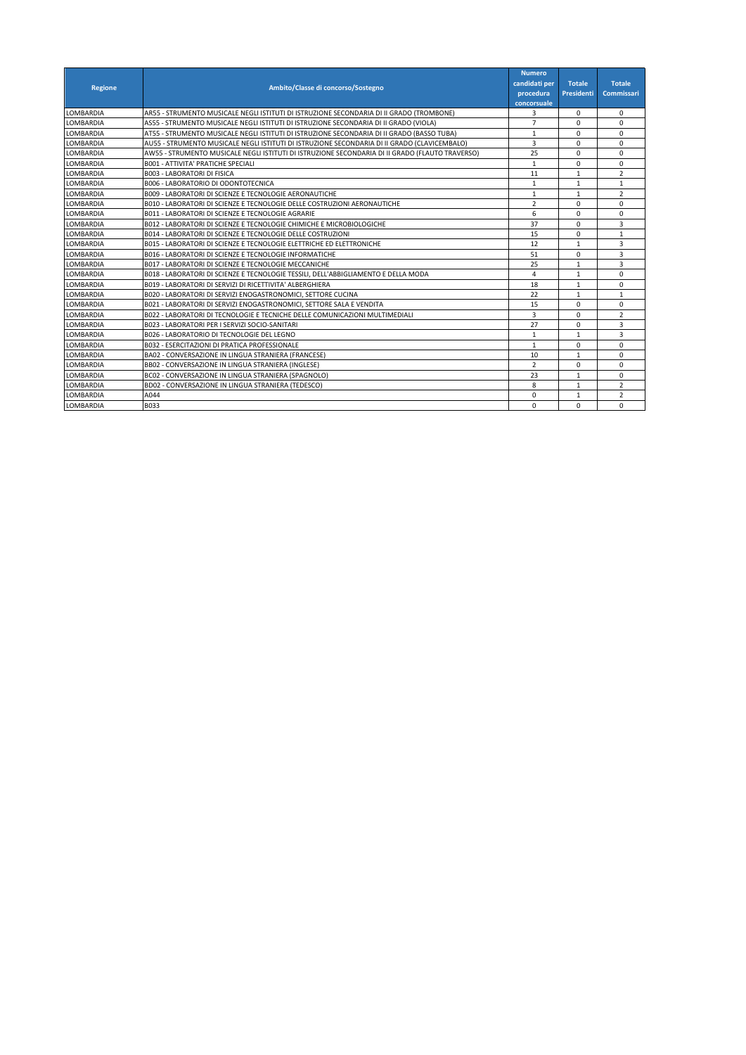| Regione | Ambito/Classe di concorso/Sostegno | Numero candidati per procedura concorsuale | Totale Presidenti | Totale Commissari |
|---|---|---|---|---|
| LOMBARDIA | AR55 - STRUMENTO MUSICALE NEGLI ISTITUTI DI ISTRUZIONE SECONDARIA DI II GRADO (TROMBONE) | 3 | 0 | 0 |
| LOMBARDIA | AS55 - STRUMENTO MUSICALE NEGLI ISTITUTI DI ISTRUZIONE SECONDARIA DI II GRADO (VIOLA) | 7 | 0 | 0 |
| LOMBARDIA | AT55 - STRUMENTO MUSICALE NEGLI ISTITUTI DI ISTRUZIONE SECONDARIA DI II GRADO (BASSO TUBA) | 1 | 0 | 0 |
| LOMBARDIA | AU55 - STRUMENTO MUSICALE NEGLI ISTITUTI DI ISTRUZIONE SECONDARIA DI II GRADO (CLAVICEMBALO) | 3 | 0 | 0 |
| LOMBARDIA | AW55 - STRUMENTO MUSICALE NEGLI ISTITUTI DI ISTRUZIONE SECONDARIA DI II GRADO (FLAUTO TRAVERSO) | 25 | 0 | 0 |
| LOMBARDIA | B001 - ATTIVITA' PRATICHE SPECIALI | 1 | 0 | 0 |
| LOMBARDIA | B003 - LABORATORI DI FISICA | 11 | 1 | 2 |
| LOMBARDIA | B006 - LABORATORIO DI ODONTOTECNICA | 1 | 1 | 1 |
| LOMBARDIA | B009 - LABORATORI DI SCIENZE E TECNOLOGIE AERONAUTICHE | 1 | 1 | 2 |
| LOMBARDIA | B010 - LABORATORI DI SCIENZE E TECNOLOGIE DELLE COSTRUZIONI AERONAUTICHE | 2 | 0 | 0 |
| LOMBARDIA | B011 - LABORATORI DI SCIENZE E TECNOLOGIE AGRARIE | 6 | 0 | 0 |
| LOMBARDIA | B012 - LABORATORI DI SCIENZE E TECNOLOGIE CHIMICHE E MICROBIOLOGICHE | 37 | 0 | 3 |
| LOMBARDIA | B014 - LABORATORI DI SCIENZE E TECNOLOGIE DELLE COSTRUZIONI | 15 | 0 | 1 |
| LOMBARDIA | B015 - LABORATORI DI SCIENZE E TECNOLOGIE ELETTRICHE ED ELETTRONICHE | 12 | 1 | 3 |
| LOMBARDIA | B016 - LABORATORI DI SCIENZE E TECNOLOGIE INFORMATICHE | 51 | 0 | 3 |
| LOMBARDIA | B017 - LABORATORI DI SCIENZE E TECNOLOGIE MECCANICHE | 25 | 1 | 3 |
| LOMBARDIA | B018 - LABORATORI DI SCIENZE E TECNOLOGIE TESSILI, DELL'ABBIGLIAMENTO E DELLA MODA | 4 | 1 | 0 |
| LOMBARDIA | B019 - LABORATORI DI SERVIZI DI RICETTIVITA' ALBERGHIERA | 18 | 1 | 0 |
| LOMBARDIA | B020 - LABORATORI DI SERVIZI ENOGASTRONOMICI, SETTORE CUCINA | 22 | 1 | 1 |
| LOMBARDIA | B021 - LABORATORI DI SERVIZI ENOGASTRONOMICI, SETTORE SALA E VENDITA | 15 | 0 | 0 |
| LOMBARDIA | B022 - LABORATORI DI TECNOLOGIE E TECNICHE DELLE COMUNICAZIONI MULTIMEDIALI | 3 | 0 | 2 |
| LOMBARDIA | B023 - LABORATORI PER I SERVIZI SOCIO-SANITARI | 27 | 0 | 3 |
| LOMBARDIA | B026 - LABORATORIO DI TECNOLOGIE DEL LEGNO | 1 | 1 | 3 |
| LOMBARDIA | B032 - ESERCITAZIONI DI PRATICA PROFESSIONALE | 1 | 0 | 0 |
| LOMBARDIA | BA02 - CONVERSAZIONE IN LINGUA STRANIERA (FRANCESE) | 10 | 1 | 0 |
| LOMBARDIA | BB02 - CONVERSAZIONE IN LINGUA STRANIERA (INGLESE) | 2 | 0 | 0 |
| LOMBARDIA | BC02 - CONVERSAZIONE IN LINGUA STRANIERA (SPAGNOLO) | 23 | 1 | 0 |
| LOMBARDIA | BD02 - CONVERSAZIONE IN LINGUA STRANIERA (TEDESCO) | 8 | 1 | 2 |
| LOMBARDIA | A044 | 0 | 1 | 2 |
| LOMBARDIA | B033 | 0 | 0 | 0 |